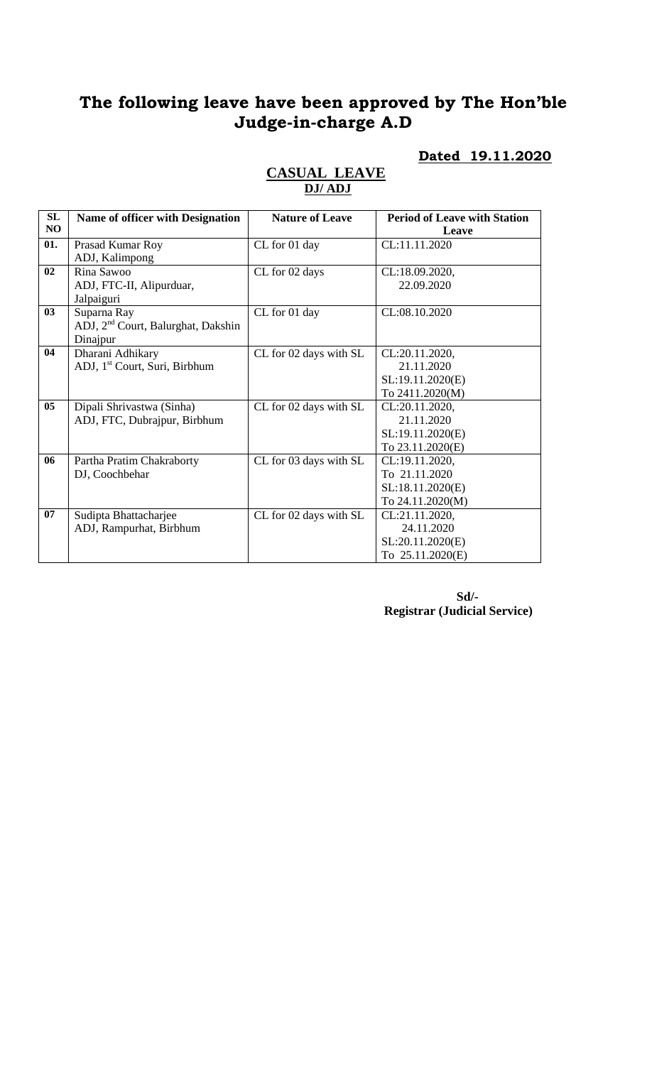# The following leave have been approved by The Hon'ble Judge-in-charge A.D

**Dated 19.11.2020**

## CASUAL LEAVE
### DJ/ ADJ

| SL NO | Name of officer with Designation | Nature of Leave | Period of Leave with Station Leave |
|---|---|---|---|
| 01. | Prasad Kumar Roy<br>ADJ, Kalimpong | CL for 01 day | CL:11.11.2020 |
| 02 | Rina Sawoo<br>ADJ, FTC-II, Alipurduar, Jalpaiguri | CL for 02 days | CL:18.09.2020,<br>22.09.2020 |
| 03 | Suparna Ray<br>ADJ, 2nd Court, Balurghat, Dakshin Dinajpur | CL for 01 day | CL:08.10.2020 |
| 04 | Dharani Adhikary<br>ADJ, 1st Court, Suri, Birbhum | CL for 02 days with SL | CL:20.11.2020,<br>21.11.2020<br>SL:19.11.2020(E)<br>To 2411.2020(M) |
| 05 | Dipali Shrivastwa (Sinha)<br>ADJ, FTC, Dubrajpur, Birbhum | CL for 02 days with SL | CL:20.11.2020,<br>21.11.2020<br>SL:19.11.2020(E)<br>To 23.11.2020(E) |
| 06 | Partha Pratim Chakraborty<br>DJ, Coochbehar | CL for 03 days with SL | CL:19.11.2020,<br>To 21.11.2020<br>SL:18.11.2020(E)<br>To 24.11.2020(M) |
| 07 | Sudipta Bhattacharjee<br>ADJ, Rampurhat, Birbhum | CL for 02 days with SL | CL:21.11.2020,<br>24.11.2020<br>SL:20.11.2020(E)<br>To 25.11.2020(E) |

**Sd/-**
**Registrar (Judicial Service)**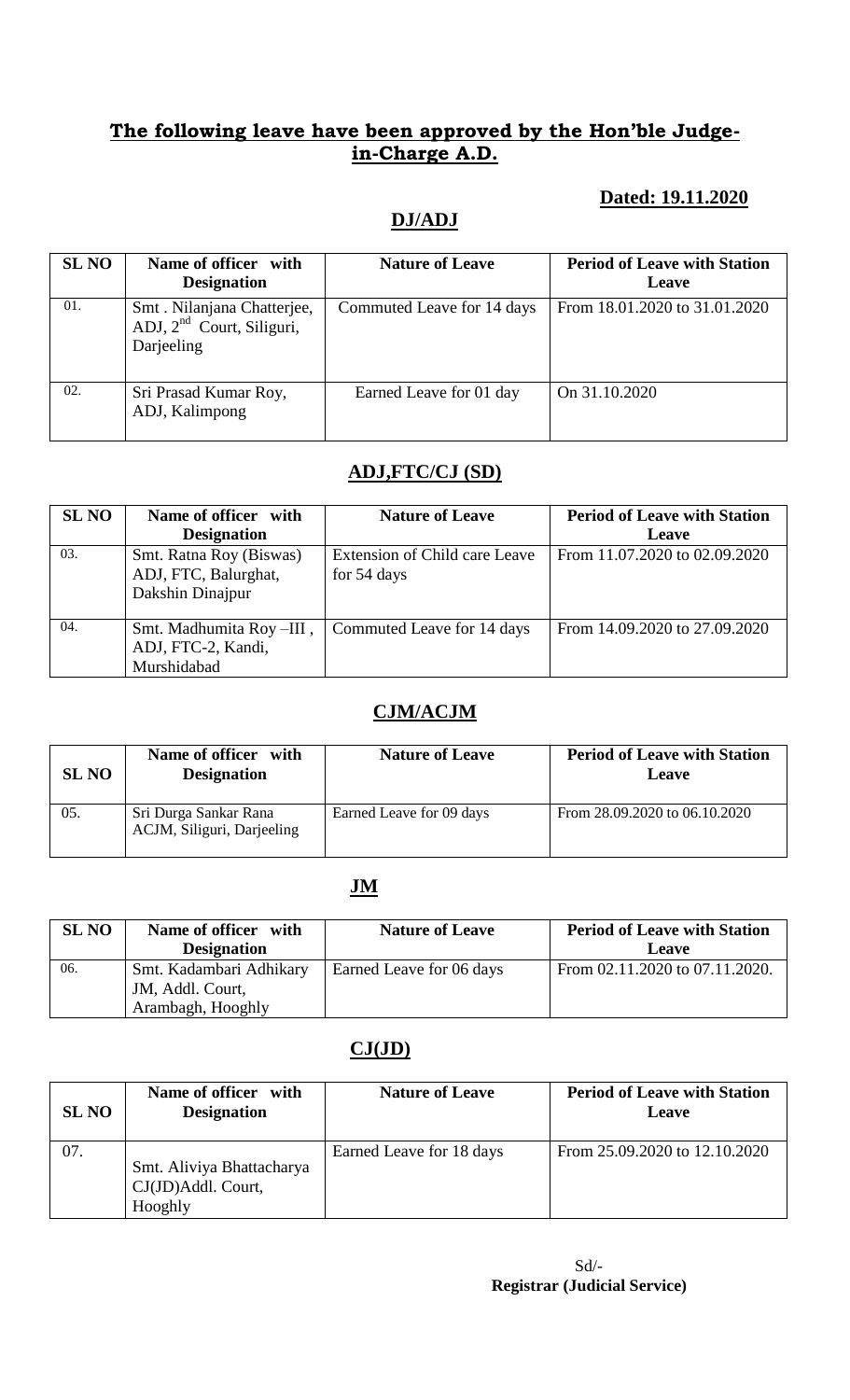## The following leave have been approved by the Hon'ble Judge-in-Charge A.D.

**Dated: 19.11.2020**

### DJ/ADJ

| SL NO | Name of officer with Designation | Nature of Leave | Period of Leave with Station Leave |
|---|---|---|---|
| 01. | Smt . Nilanjana Chatterjee, ADJ, 2nd Court, Siliguri, Darjeeling | Commuted Leave for 14 days | From 18.01.2020 to 31.01.2020 |
| 02. | Sri Prasad Kumar Roy, ADJ, Kalimpong | Earned Leave for 01 day | On 31.10.2020 |

### ADJ,FTC/CJ (SD)

| SL NO | Name of officer with Designation | Nature of Leave | Period of Leave with Station Leave |
|---|---|---|---|
| 03. | Smt. Ratna Roy (Biswas) ADJ, FTC, Balurghat, Dakshin Dinajpur | Extension of Child care Leave for 54 days | From 11.07.2020 to 02.09.2020 |
| 04. | Smt. Madhumita Roy –III , ADJ, FTC-2, Kandi, Murshidabad | Commuted Leave for 14 days | From 14.09.2020 to 27.09.2020 |

### CJM/ACJM

| SL NO | Name of officer with Designation | Nature of Leave | Period of Leave with Station Leave |
|---|---|---|---|
| 05. | Sri Durga Sankar Rana ACJM, Siliguri, Darjeeling | Earned Leave for 09 days | From 28.09.2020 to 06.10.2020 |

### JM

| SL NO | Name of officer with Designation | Nature of Leave | Period of Leave with Station Leave |
|---|---|---|---|
| 06. | Smt. Kadambari Adhikary JM, Addl. Court, Arambagh, Hooghly | Earned Leave for 06 days | From 02.11.2020 to 07.11.2020. |

### CJ(JD)

| SL NO | Name of officer with Designation | Nature of Leave | Period of Leave with Station Leave |
|---|---|---|---|
| 07. | Smt. Aliviya Bhattacharya CJ(JD)Addl. Court, Hooghly | Earned Leave for 18 days | From 25.09.2020 to 12.10.2020 |

Sd/-
**Registrar (Judicial Service)**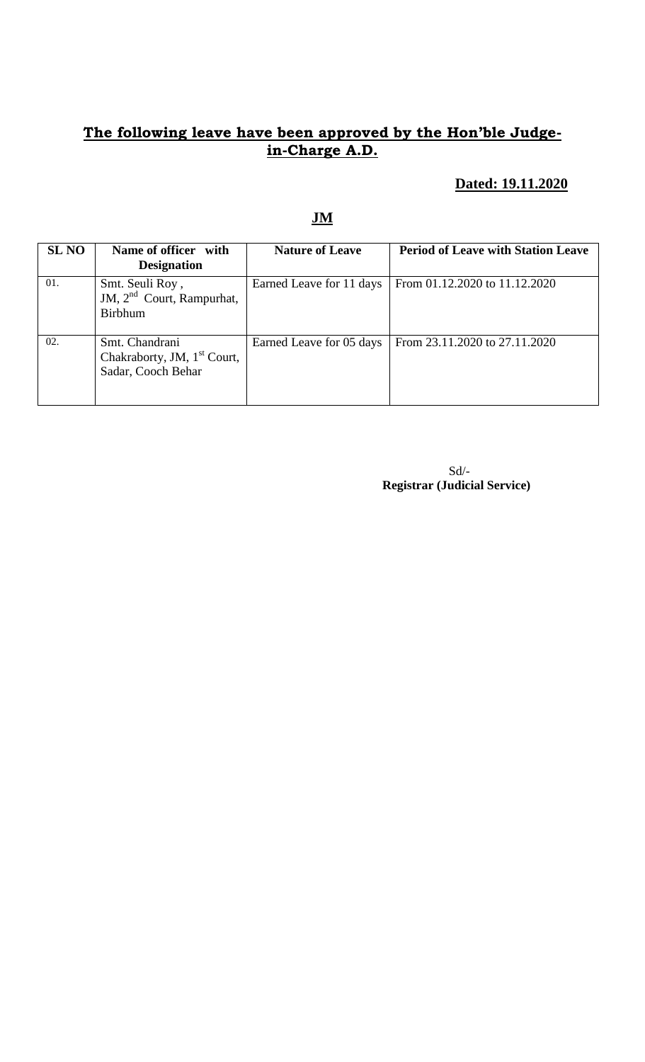## The following leave have been approved by the Hon'ble Judge-in-Charge A.D.

**Dated: 19.11.2020**

**JM**

| SL NO | Name of officer with Designation | Nature of Leave | Period of Leave with Station Leave |
|---|---|---|---|
| 01. | Smt. Seuli Roy, JM, 2nd Court, Rampurhat, Birbhum | Earned Leave for 11 days | From 01.12.2020 to 11.12.2020 |
| 02. | Smt. Chandrani Chakraborty, JM, 1st Court, Sadar, Cooch Behar | Earned Leave for 05 days | From 23.11.2020 to 27.11.2020 |

Sd/-
**Registrar (Judicial Service)**